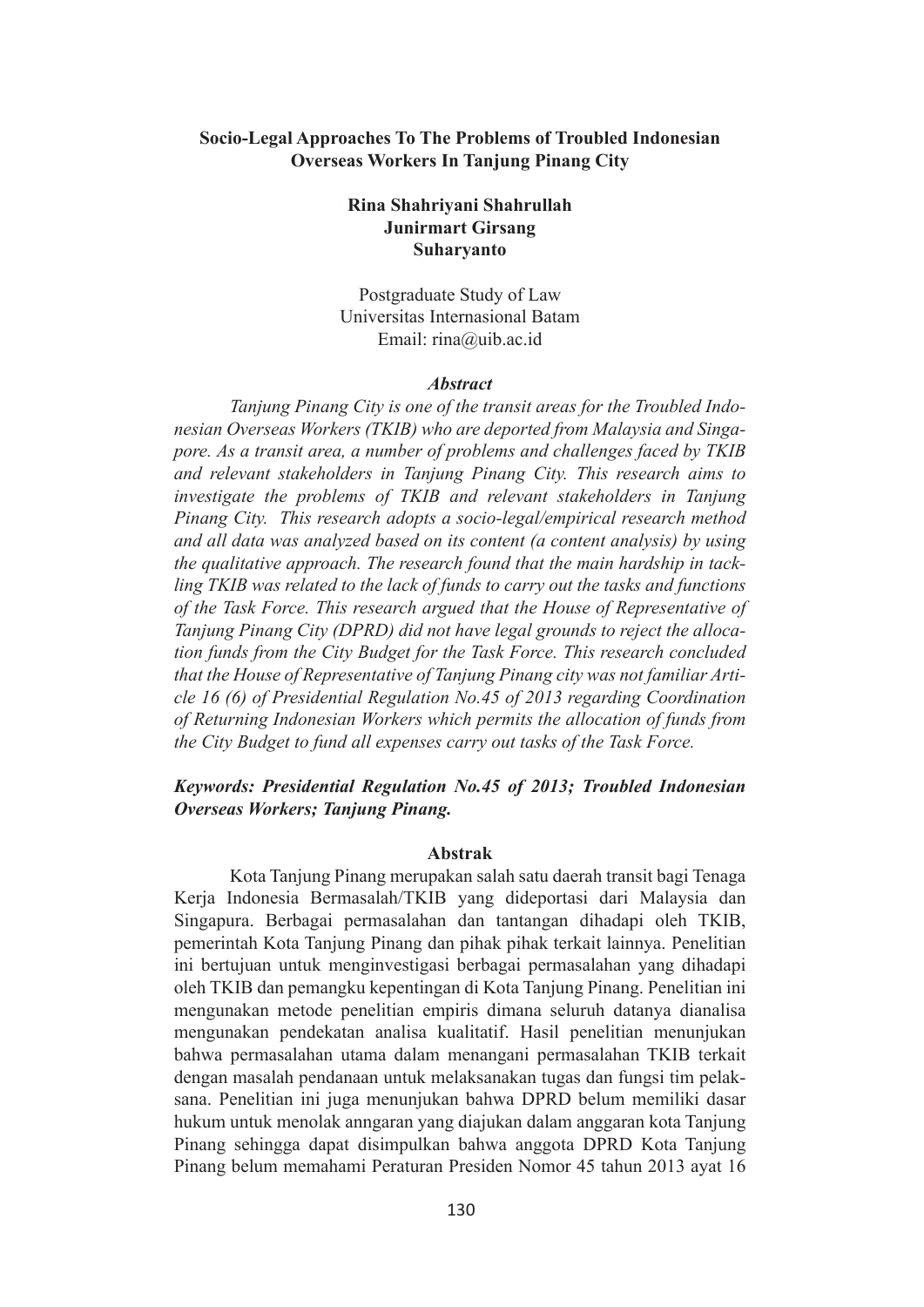# Socio-Legal Approaches To The Problems of Troubled Indonesian Overseas Workers In Tanjung Pinang City

**Rina Shahriyani Shahrullah**
**Junirmart Girsang**
**Suharyanto**

Postgraduate Study of Law
Universitas Internasional Batam
Email: rina@uib.ac.id

### *Abstract*

*Tanjung Pinang City is one of the transit areas for the Troubled Indonesian Overseas Workers (TKIB) who are deported from Malaysia and Singapore. As a transit area, a number of problems and challenges faced by TKIB and relevant stakeholders in Tanjung Pinang City. This research aims to investigate the problems of TKIB and relevant stakeholders in Tanjung Pinang City. This research adopts a socio-legal/empirical research method and all data was analyzed based on its content (a content analysis) by using the qualitative approach. The research found that the main hardship in tackling TKIB was related to the lack of funds to carry out the tasks and functions of the Task Force. This research argued that the House of Representative of Tanjung Pinang City (DPRD) did not have legal grounds to reject the allocation funds from the City Budget for the Task Force. This research concluded that the House of Representative of Tanjung Pinang city was not familiar Article 16 (6) of Presidential Regulation No.45 of 2013 regarding Coordination of Returning Indonesian Workers which permits the allocation of funds from the City Budget to fund all expenses carry out tasks of the Task Force.*

***Keywords: Presidential Regulation No.45 of 2013; Troubled Indonesian Overseas Workers; Tanjung Pinang.***

### Abstrak

Kota Tanjung Pinang merupakan salah satu daerah transit bagi Tenaga Kerja Indonesia Bermasalah/TKIB yang dideportasi dari Malaysia dan Singapura. Berbagai permasalahan dan tantangan dihadapi oleh TKIB, pemerintah Kota Tanjung Pinang dan pihak pihak terkait lainnya. Penelitian ini bertujuan untuk menginvestigasi berbagai permasalahan yang dihadapi oleh TKIB dan pemangku kepentingan di Kota Tanjung Pinang. Penelitian ini mengunakan metode penelitian empiris dimana seluruh datanya dianalisa mengunakan pendekatan analisa kualitatif. Hasil penelitian menunjukan bahwa permasalahan utama dalam menangani permasalahan TKIB terkait dengan masalah pendanaan untuk melaksanakan tugas dan fungsi tim pelaksana. Penelitian ini juga menunjukan bahwa DPRD belum memiliki dasar hukum untuk menolak anngaran yang diajukan dalam anggaran kota Tanjung Pinang sehingga dapat disimpulkan bahwa anggota DPRD Kota Tanjung Pinang belum memahami Peraturan Presiden Nomor 45 tahun 2013 ayat 16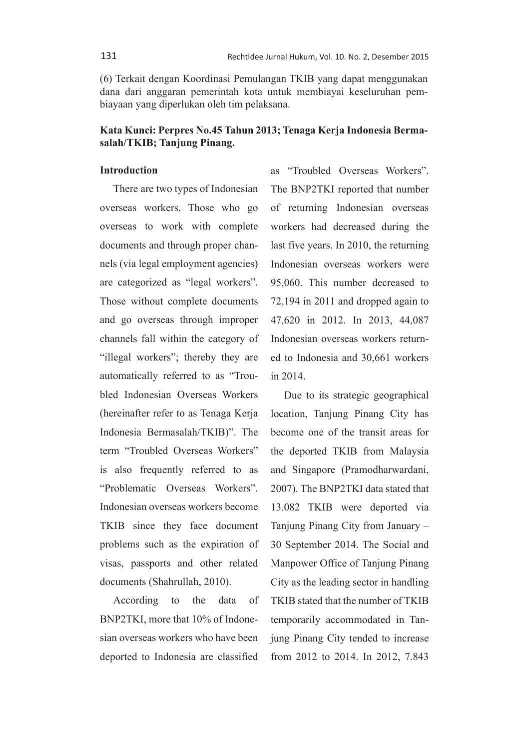(6) Terkait dengan Koordinasi Pemulangan TKIB yang dapat menggunakan dana dari anggaran pemerintah kota untuk membiayai keseluruhan pembiayaan yang diperlukan oleh tim pelaksana.

**Kata Kunci: Perpres No.45 Tahun 2013; Tenaga Kerja Indonesia Bermasalah/TKIB; Tanjung Pinang.**

## Introduction

There are two types of Indonesian overseas workers. Those who go overseas to work with complete documents and through proper channels (via legal employment agencies) are categorized as "legal workers". Those without complete documents and go overseas through improper channels fall within the category of "illegal workers"; thereby they are automatically referred to as "Troubled Indonesian Overseas Workers (hereinafter refer to as Tenaga Kerja Indonesia Bermasalah/TKIB)". The term "Troubled Overseas Workers" is also frequently referred to as "Problematic Overseas Workers". Indonesian overseas workers become TKIB since they face document problems such as the expiration of visas, passports and other related documents (Shahrullah, 2010).

According to the data of BNP2TKI, more that 10% of Indonesian overseas workers who have been deported to Indonesia are classified as "Troubled Overseas Workers". The BNP2TKI reported that number of returning Indonesian overseas workers had decreased during the last five years. In 2010, the returning Indonesian overseas workers were 95,060. This number decreased to 72,194 in 2011 and dropped again to 47,620 in 2012. In 2013, 44,087 Indonesian overseas workers returned to Indonesia and 30,661 workers in 2014.

Due to its strategic geographical location, Tanjung Pinang City has become one of the transit areas for the deported TKIB from Malaysia and Singapore (Pramodharwardani, 2007). The BNP2TKI data stated that 13.082 TKIB were deported via Tanjung Pinang City from January – 30 September 2014. The Social and Manpower Office of Tanjung Pinang City as the leading sector in handling TKIB stated that the number of TKIB temporarily accommodated in Tanjung Pinang City tended to increase from 2012 to 2014. In 2012, 7.843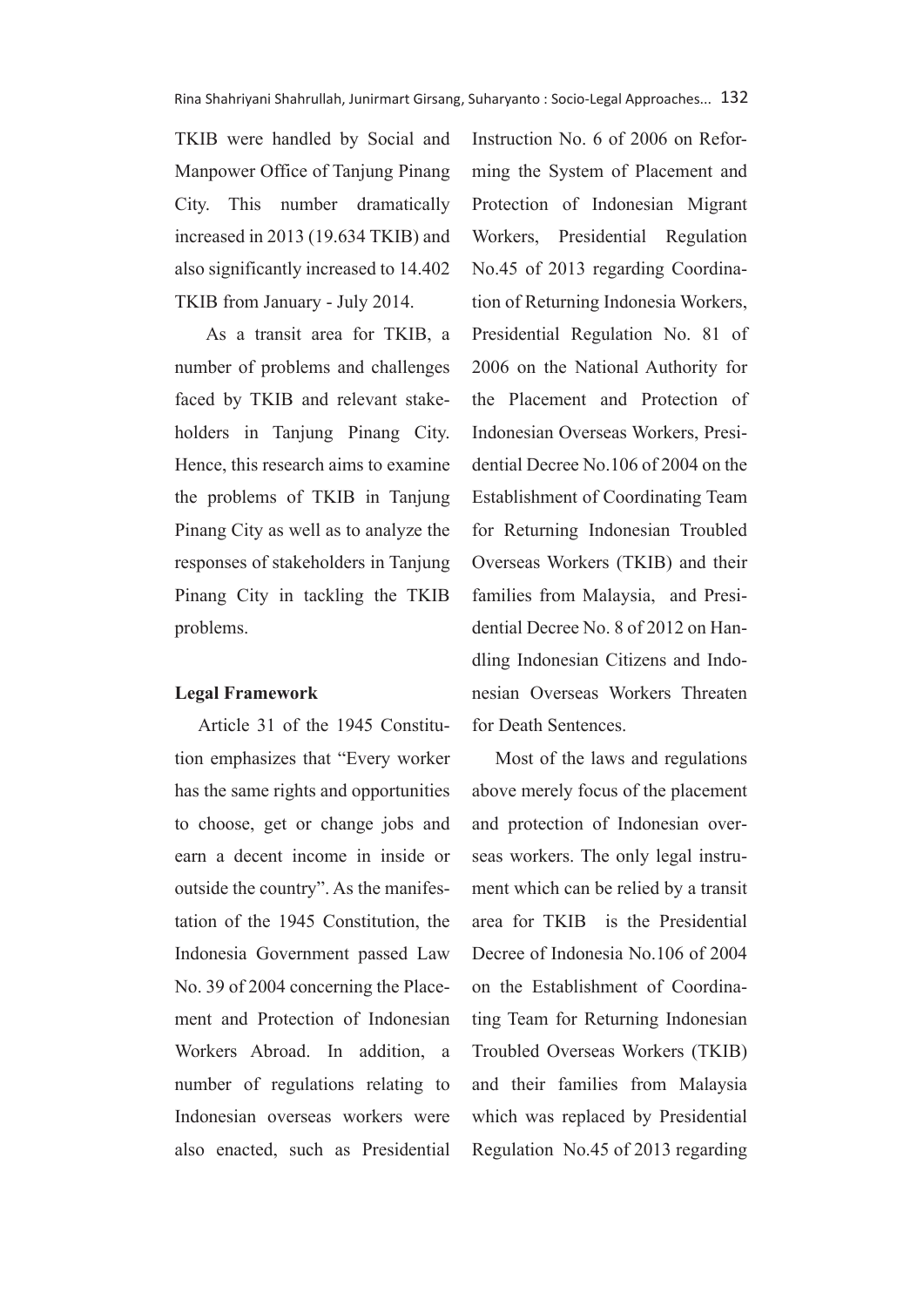TKIB were handled by Social and Manpower Office of Tanjung Pinang City. This number dramatically increased in 2013 (19.634 TKIB) and also significantly increased to 14.402 TKIB from January - July 2014.

As a transit area for TKIB, a number of problems and challenges faced by TKIB and relevant stakeholders in Tanjung Pinang City. Hence, this research aims to examine the problems of TKIB in Tanjung Pinang City as well as to analyze the responses of stakeholders in Tanjung Pinang City in tackling the TKIB problems.

**Legal Framework**

Article 31 of the 1945 Constitution emphasizes that "Every worker has the same rights and opportunities to choose, get or change jobs and earn a decent income in inside or outside the country". As the manifestation of the 1945 Constitution, the Indonesia Government passed Law No. 39 of 2004 concerning the Placement and Protection of Indonesian Workers Abroad. In addition, a number of regulations relating to Indonesian overseas workers were also enacted, such as Presidential Instruction No. 6 of 2006 on Reforming the System of Placement and Protection of Indonesian Migrant Workers, Presidential Regulation No.45 of 2013 regarding Coordination of Returning Indonesia Workers, Presidential Regulation No. 81 of 2006 on the National Authority for the Placement and Protection of Indonesian Overseas Workers, Presidential Decree No.106 of 2004 on the Establishment of Coordinating Team for Returning Indonesian Troubled Overseas Workers (TKIB) and their families from Malaysia, and Presidential Decree No. 8 of 2012 on Handling Indonesian Citizens and Indonesian Overseas Workers Threaten for Death Sentences.

Most of the laws and regulations above merely focus of the placement and protection of Indonesian overseas workers. The only legal instrument which can be relied by a transit area for TKIB is the Presidential Decree of Indonesia No.106 of 2004 on the Establishment of Coordinating Team for Returning Indonesian Troubled Overseas Workers (TKIB) and their families from Malaysia which was replaced by Presidential Regulation No.45 of 2013 regarding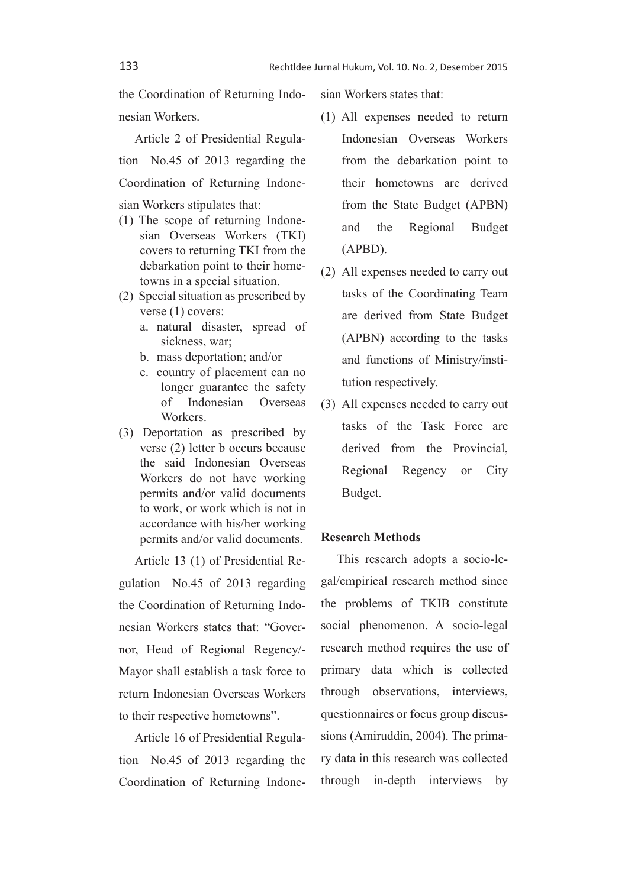the Coordination of Returning Indonesian Workers.

Article 2 of Presidential Regulation No.45 of 2013 regarding the Coordination of Returning Indonesian Workers stipulates that:

(1) The scope of returning Indonesian Overseas Workers (TKI) covers to returning TKI from the debarkation point to their hometowns in a special situation.
(2) Special situation as prescribed by verse (1) covers:
   a. natural disaster, spread of sickness, war;
   b. mass deportation; and/or
   c. country of placement can no longer guarantee the safety of Indonesian Overseas Workers.
(3) Deportation as prescribed by verse (2) letter b occurs because the said Indonesian Overseas Workers do not have working permits and/or valid documents to work, or work which is not in accordance with his/her working permits and/or valid documents.

Article 13 (1) of Presidential Regulation No.45 of 2013 regarding the Coordination of Returning Indonesian Workers states that: "Governor, Head of Regional Regency/-Mayor shall establish a task force to return Indonesian Overseas Workers to their respective hometowns".

Article 16 of Presidential Regulation No.45 of 2013 regarding the Coordination of Returning Indonesian Workers states that:

(1) All expenses needed to return Indonesian Overseas Workers from the debarkation point to their hometowns are derived from the State Budget (APBN) and the Regional Budget (APBD).
(2) All expenses needed to carry out tasks of the Coordinating Team are derived from State Budget (APBN) according to the tasks and functions of Ministry/institution respectively.
(3) All expenses needed to carry out tasks of the Task Force are derived from the Provincial, Regional Regency or City Budget.

**Research Methods**

This research adopts a socio-legal/empirical research method since the problems of TKIB constitute social phenomenon. A socio-legal research method requires the use of primary data which is collected through observations, interviews, questionnaires or focus group discussions (Amiruddin, 2004). The primary data in this research was collected through in-depth interviews by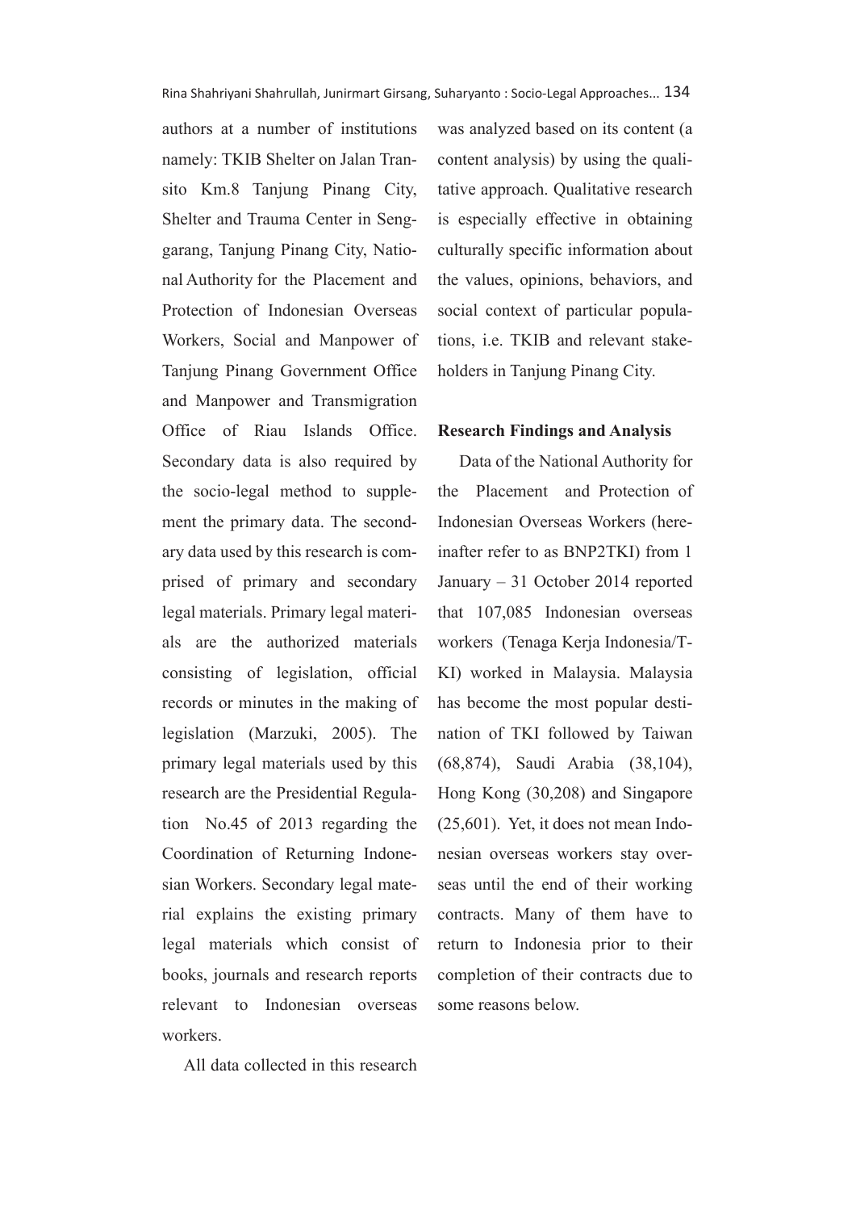authors at a number of institutions namely: TKIB Shelter on Jalan Transito Km.8 Tanjung Pinang City, Shelter and Trauma Center in Senggarang, Tanjung Pinang City, National Authority for the Placement and Protection of Indonesian Overseas Workers, Social and Manpower of Tanjung Pinang Government Office and Manpower and Transmigration Office of Riau Islands Office. Secondary data is also required by the socio-legal method to supplement the primary data. The secondary data used by this research is comprised of primary and secondary legal materials. Primary legal materials are the authorized materials consisting of legislation, official records or minutes in the making of legislation (Marzuki, 2005). The primary legal materials used by this research are the Presidential Regulation No.45 of 2013 regarding the Coordination of Returning Indonesian Workers. Secondary legal material explains the existing primary legal materials which consist of books, journals and research reports relevant to Indonesian overseas workers.

All data collected in this research was analyzed based on its content (a content analysis) by using the qualitative approach. Qualitative research is especially effective in obtaining culturally specific information about the values, opinions, behaviors, and social context of particular populations, i.e. TKIB and relevant stakeholders in Tanjung Pinang City.

**Research Findings and Analysis**

Data of the National Authority for the Placement and Protection of Indonesian Overseas Workers (hereinafter refer to as BNP2TKI) from 1 January – 31 October 2014 reported that 107,085 Indonesian overseas workers (Tenaga Kerja Indonesia/TKI) worked in Malaysia. Malaysia has become the most popular destination of TKI followed by Taiwan (68,874), Saudi Arabia (38,104), Hong Kong (30,208) and Singapore (25,601). Yet, it does not mean Indonesian overseas workers stay overseas until the end of their working contracts. Many of them have to return to Indonesia prior to their completion of their contracts due to some reasons below.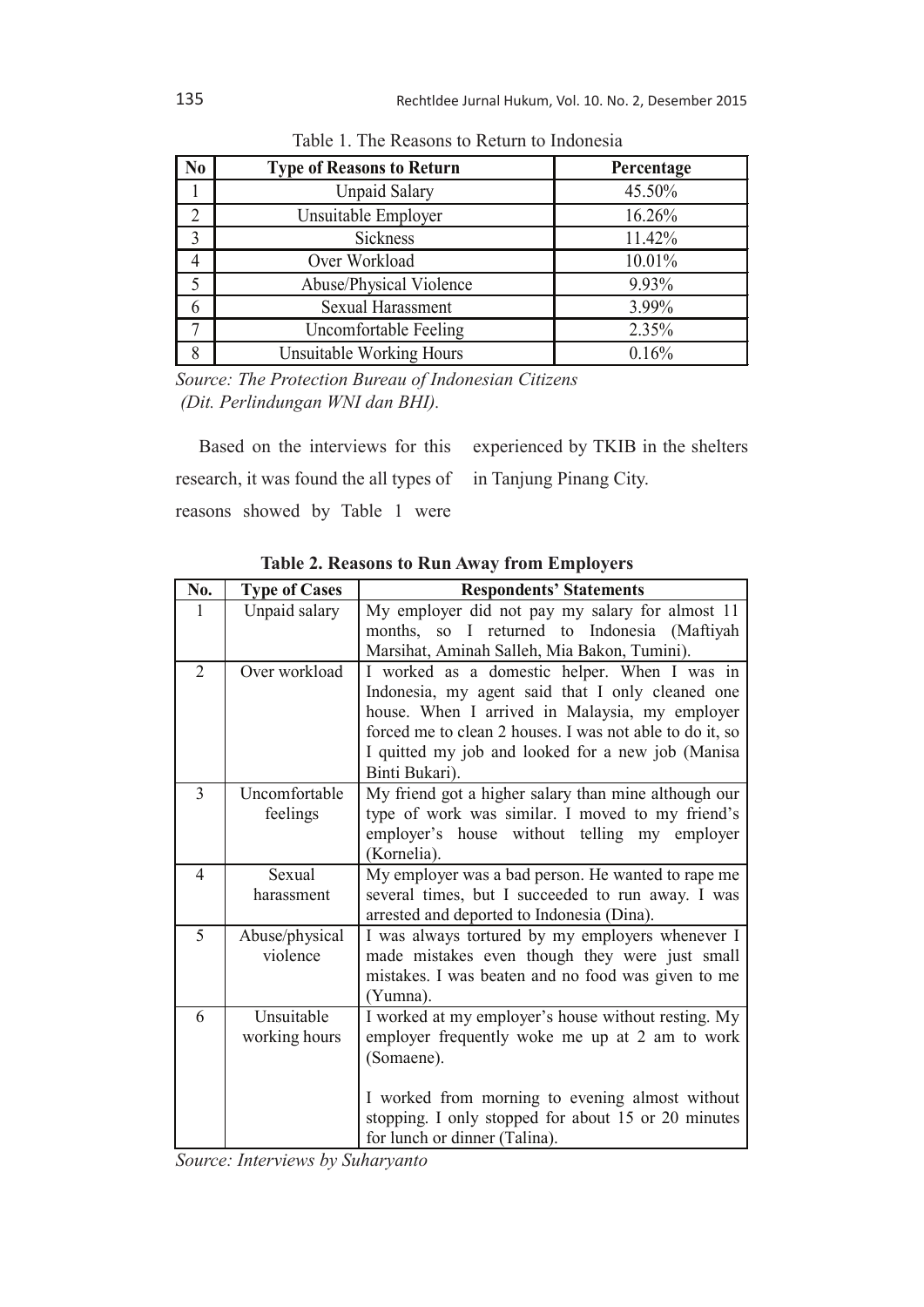Table 1. The Reasons to Return to Indonesia

| No | Type of Reasons to Return | Percentage |
|---|---|---|
| 1 | Unpaid Salary | 45.50% |
| 2 | Unsuitable Employer | 16.26% |
| 3 | Sickness | 11.42% |
| 4 | Over Workload | 10.01% |
| 5 | Abuse/Physical Violence | 9.93% |
| 6 | Sexual Harassment | 3.99% |
| 7 | Uncomfortable Feeling | 2.35% |
| 8 | Unsuitable Working Hours | 0.16% |

*Source: The Protection Bureau of Indonesian Citizens (Dit. Perlindungan WNI dan BHI).*

Based on the interviews for this research, it was found the all types of reasons showed by Table 1 were experienced by TKIB in the shelters in Tanjung Pinang City.

**Table 2. Reasons to Run Away from Employers**

| No. | Type of Cases | Respondents' Statements |
|---|---|---|
| 1 | Unpaid salary | My employer did not pay my salary for almost 11 months, so I returned to Indonesia (Maftiyah Marsihat, Aminah Salleh, Mia Bakon, Tumini). |
| 2 | Over workload | I worked as a domestic helper. When I was in Indonesia, my agent said that I only cleaned one house. When I arrived in Malaysia, my employer forced me to clean 2 houses. I was not able to do it, so I quitted my job and looked for a new job (Manisa Binti Bukari). |
| 3 | Uncomfortable feelings | My friend got a higher salary than mine although our type of work was similar. I moved to my friend's employer's house without telling my employer (Kornelia). |
| 4 | Sexual harassment | My employer was a bad person. He wanted to rape me several times, but I succeeded to run away. I was arrested and deported to Indonesia (Dina). |
| 5 | Abuse/physical violence | I was always tortured by my employers whenever I made mistakes even though they were just small mistakes. I was beaten and no food was given to me (Yumna). |
| 6 | Unsuitable working hours | I worked at my employer's house without resting. My employer frequently woke me up at 2 am to work (Somaene).<br><br>I worked from morning to evening almost without stopping. I only stopped for about 15 or 20 minutes for lunch or dinner (Talina). |

*Source: Interviews by Suharyanto*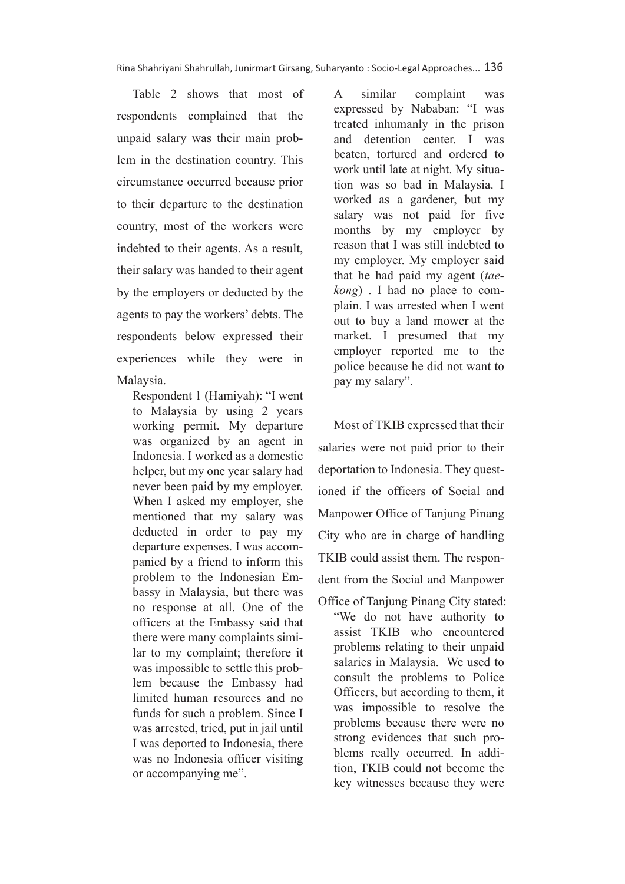Table 2 shows that most of respondents complained that the unpaid salary was their main problem in the destination country. This circumstance occurred because prior to their departure to the destination country, most of the workers were indebted to their agents. As a result, their salary was handed to their agent by the employers or deducted by the agents to pay the workers' debts. The respondents below expressed their experiences while they were in Malaysia.

> Respondent 1 (Hamiyah): "I went to Malaysia by using 2 years working permit. My departure was organized by an agent in Indonesia. I worked as a domestic helper, but my one year salary had never been paid by my employer. When I asked my employer, she mentioned that my salary was deducted in order to pay my departure expenses. I was accompanied by a friend to inform this problem to the Indonesian Embassy in Malaysia, but there was no response at all. One of the officers at the Embassy said that there were many complaints similar to my complaint; therefore it was impossible to settle this problem because the Embassy had limited human resources and no funds for such a problem. Since I was arrested, tried, put in jail until I was deported to Indonesia, there was no Indonesia officer visiting or accompanying me".

> A similar complaint was expressed by Nababan: "I was treated inhumanly in the prison and detention center. I was beaten, tortured and ordered to work until late at night. My situation was so bad in Malaysia. I worked as a gardener, but my salary was not paid for five months by my employer by reason that I was still indebted to my employer. My employer said that he had paid my agent (*taekong*) . I had no place to complain. I was arrested when I went out to buy a land mower at the market. I presumed that my employer reported me to the police because he did not want to pay my salary".

Most of TKIB expressed that their salaries were not paid prior to their deportation to Indonesia. They questioned if the officers of Social and Manpower Office of Tanjung Pinang City who are in charge of handling TKIB could assist them. The respondent from the Social and Manpower Office of Tanjung Pinang City stated:

> "We do not have authority to assist TKIB who encountered problems relating to their unpaid salaries in Malaysia. We used to consult the problems to Police Officers, but according to them, it was impossible to resolve the problems because there were no strong evidences that such problems really occurred. In addition, TKIB could not become the key witnesses because they were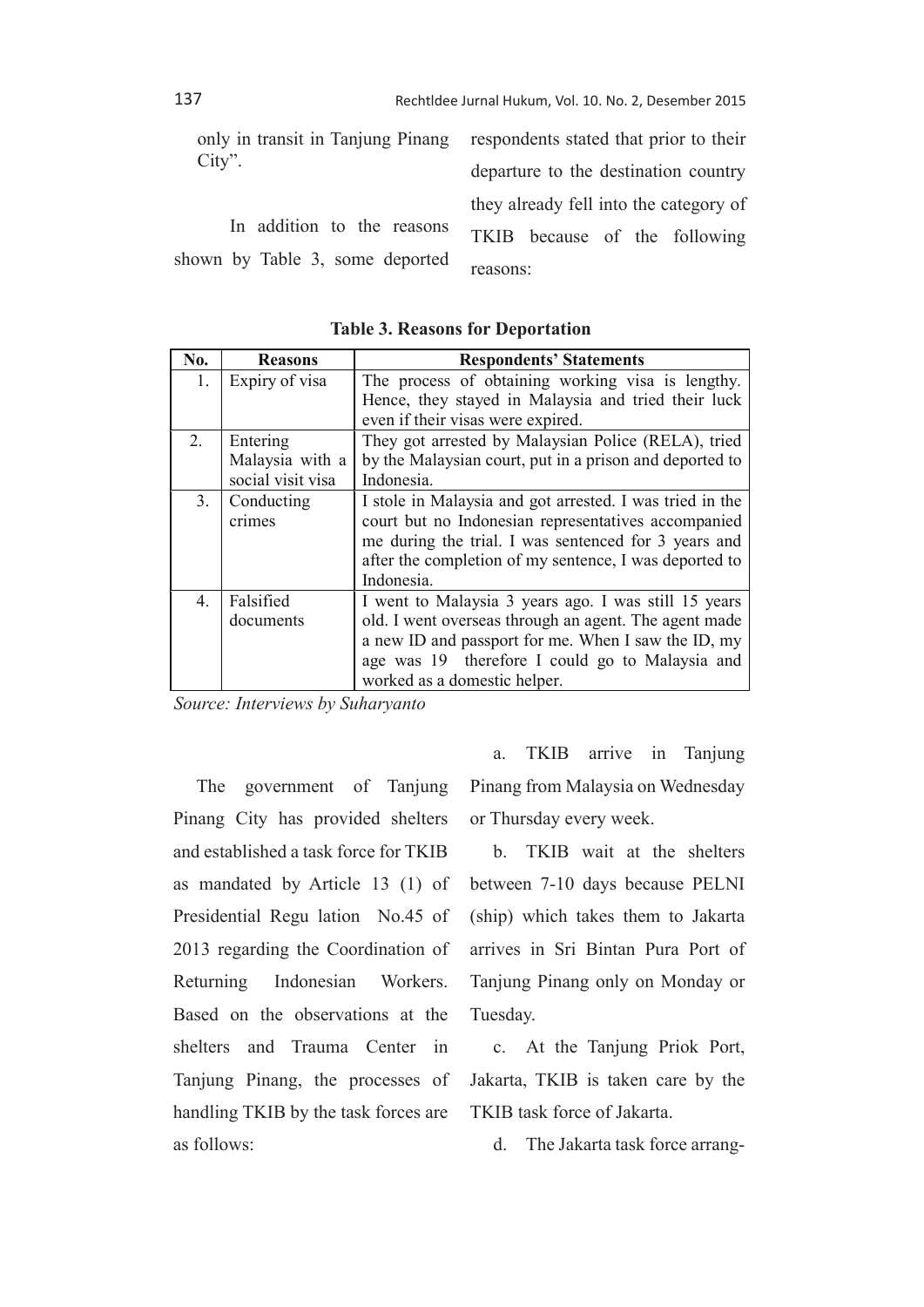only in transit in Tanjung Pinang City".

In addition to the reasons shown by Table 3, some deported respondents stated that prior to their departure to the destination country they already fell into the category of TKIB because of the following reasons:

**Table 3. Reasons for Deportation**

| No. | Reasons | Respondents' Statements |
|---|---|---|
| 1. | Expiry of visa | The process of obtaining working visa is lengthy. Hence, they stayed in Malaysia and tried their luck even if their visas were expired. |
| 2. | Entering Malaysia with a social visit visa | They got arrested by Malaysian Police (RELA), tried by the Malaysian court, put in a prison and deported to Indonesia. |
| 3. | Conducting crimes | I stole in Malaysia and got arrested. I was tried in the court but no Indonesian representatives accompanied me during the trial. I was sentenced for 3 years and after the completion of my sentence, I was deported to Indonesia. |
| 4. | Falsified documents | I went to Malaysia 3 years ago. I was still 15 years old. I went overseas through an agent. The agent made a new ID and passport for me. When I saw the ID, my age was 19 therefore I could go to Malaysia and worked as a domestic helper. |

*Source: Interviews by Suharyanto*

The government of Tanjung Pinang City has provided shelters and established a task force for TKIB as mandated by Article 13 (1) of Presidential Regu lation No.45 of 2013 regarding the Coordination of Returning Indonesian Workers. Based on the observations at the shelters and Trauma Center in Tanjung Pinang, the processes of handling TKIB by the task forces are as follows:

a. TKIB arrive in Tanjung Pinang from Malaysia on Wednesday or Thursday every week.

b. TKIB wait at the shelters between 7-10 days because PELNI (ship) which takes them to Jakarta arrives in Sri Bintan Pura Port of Tanjung Pinang only on Monday or Tuesday.

c. At the Tanjung Priok Port, Jakarta, TKIB is taken care by the TKIB task force of Jakarta.

d. The Jakarta task force arrang-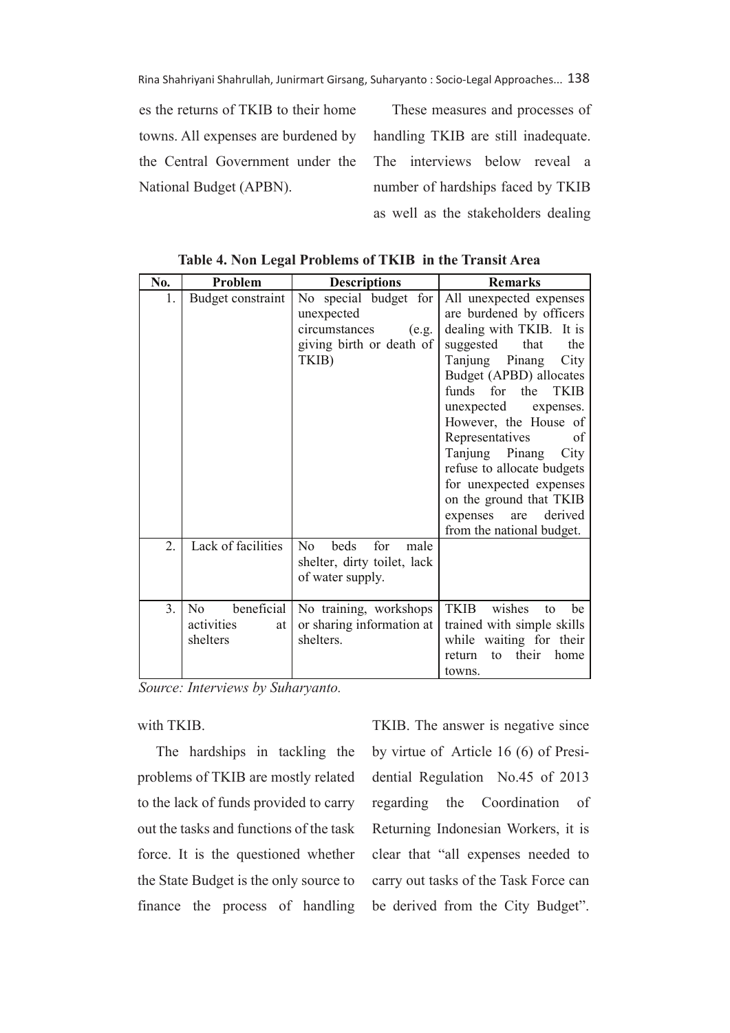es the returns of TKIB to their home towns. All expenses are burdened by the Central Government under the National Budget (APBN).

These measures and processes of handling TKIB are still inadequate. The interviews below reveal a number of hardships faced by TKIB as well as the stakeholders dealing with TKIB.

**Table 4. Non Legal Problems of TKIB in the Transit Area**

| No. | Problem | Descriptions | Remarks |
|---|---|---|---|
| 1. | Budget constraint | No special budget for unexpected circumstances (e.g. giving birth or death of TKIB) | All unexpected expenses are burdened by officers dealing with TKIB. It is suggested that the Tanjung Pinang City Budget (APBD) allocates funds for the TKIB unexpected expenses. However, the House of Representatives of Tanjung Pinang City refuse to allocate budgets for unexpected expenses on the ground that TKIB expenses are derived from the national budget. |
| 2. | Lack of facilities | No beds for male shelter, dirty toilet, lack of water supply. | |
| 3. | No beneficial activities at shelters | No training, workshops or sharing information at shelters. | TKIB wishes to be trained with simple skills while waiting for their return to their home towns. |

*Source: Interviews by Suharyanto.*

The hardships in tackling the problems of TKIB are mostly related to the lack of funds provided to carry out the tasks and functions of the task force. It is the questioned whether the State Budget is the only source to finance the process of handling TKIB. The answer is negative since by virtue of Article 16 (6) of Presidential Regulation No.45 of 2013 regarding the Coordination of Returning Indonesian Workers, it is clear that "all expenses needed to carry out tasks of the Task Force can be derived from the City Budget".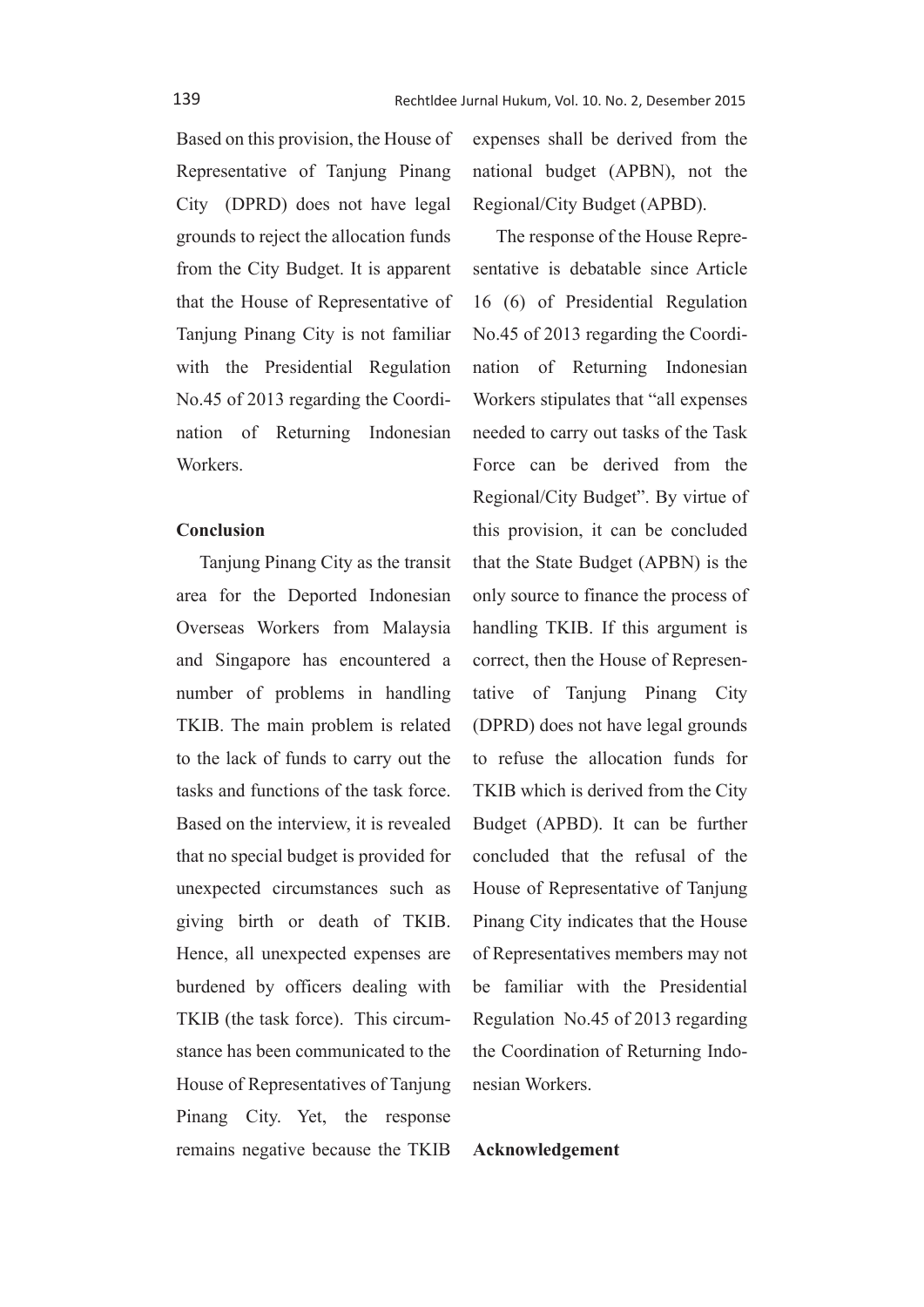Based on this provision, the House of Representative of Tanjung Pinang City (DPRD) does not have legal grounds to reject the allocation funds from the City Budget. It is apparent that the House of Representative of Tanjung Pinang City is not familiar with the Presidential Regulation No.45 of 2013 regarding the Coordination of Returning Indonesian Workers.

**Conclusion**

Tanjung Pinang City as the transit area for the Deported Indonesian Overseas Workers from Malaysia and Singapore has encountered a number of problems in handling TKIB. The main problem is related to the lack of funds to carry out the tasks and functions of the task force. Based on the interview, it is revealed that no special budget is provided for unexpected circumstances such as giving birth or death of TKIB. Hence, all unexpected expenses are burdened by officers dealing with TKIB (the task force). This circumstance has been communicated to the House of Representatives of Tanjung Pinang City. Yet, the response remains negative because the TKIB expenses shall be derived from the national budget (APBN), not the Regional/City Budget (APBD).

The response of the House Representative is debatable since Article 16 (6) of Presidential Regulation No.45 of 2013 regarding the Coordination of Returning Indonesian Workers stipulates that "all expenses needed to carry out tasks of the Task Force can be derived from the Regional/City Budget". By virtue of this provision, it can be concluded that the State Budget (APBN) is the only source to finance the process of handling TKIB. If this argument is correct, then the House of Representative of Tanjung Pinang City (DPRD) does not have legal grounds to refuse the allocation funds for TKIB which is derived from the City Budget (APBD). It can be further concluded that the refusal of the House of Representative of Tanjung Pinang City indicates that the House of Representatives members may not be familiar with the Presidential Regulation No.45 of 2013 regarding the Coordination of Returning Indonesian Workers.

**Acknowledgement**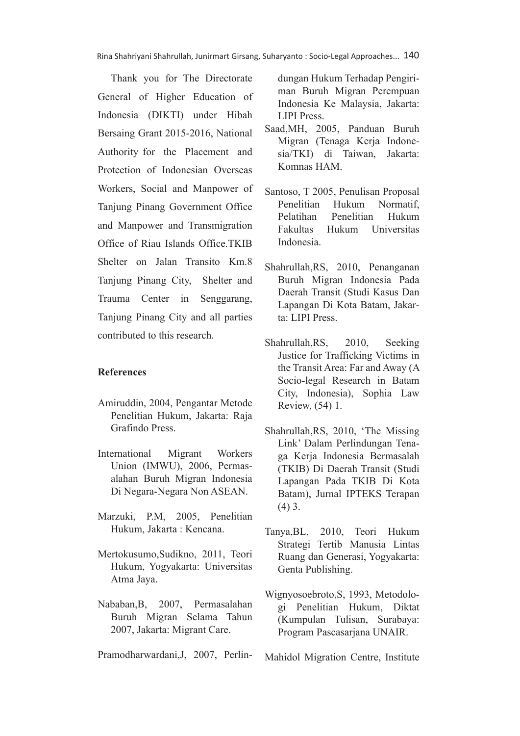Thank you for The Directorate General of Higher Education of Indonesia (DIKTI) under Hibah Bersaing Grant 2015-2016, National Authority for the Placement and Protection of Indonesian Overseas Workers, Social and Manpower of Tanjung Pinang Government Office and Manpower and Transmigration Office of Riau Islands Office.TKIB Shelter on Jalan Transito Km.8 Tanjung Pinang City, Shelter and Trauma Center in Senggarang, Tanjung Pinang City and all parties contributed to this research.

**References**

Amiruddin, 2004, Pengantar Metode Penelitian Hukum, Jakarta: Raja Grafindo Press.

International Migrant Workers Union (IMWU), 2006, Permasalahan Buruh Migran Indonesia Di Negara-Negara Non ASEAN.

Marzuki, P.M, 2005, Penelitian Hukum, Jakarta : Kencana.

Mertokusumo,Sudikno, 2011, Teori Hukum, Yogyakarta: Universitas Atma Jaya.

Nababan,B, 2007, Permasalahan Buruh Migran Selama Tahun 2007, Jakarta: Migrant Care.

Pramodharwardani,J, 2007, Perlindungan Hukum Terhadap Pengiriman Buruh Migran Perempuan Indonesia Ke Malaysia, Jakarta: LIPI Press.

Saad,MH, 2005, Panduan Buruh Migran (Tenaga Kerja Indonesia/TKI) di Taiwan, Jakarta: Komnas HAM.

Santoso, T 2005, Penulisan Proposal Penelitian Hukum Normatif, Pelatihan Penelitian Hukum Fakultas Hukum Universitas Indonesia.

Shahrullah,RS, 2010, Penanganan Buruh Migran Indonesia Pada Daerah Transit (Studi Kasus Dan Lapangan Di Kota Batam, Jakarta: LIPI Press.

Shahrullah,RS, 2010, Seeking Justice for Trafficking Victims in the Transit Area: Far and Away (A Socio-legal Research in Batam City, Indonesia), Sophia Law Review, (54) 1.

Shahrullah,RS, 2010, 'The Missing Link' Dalam Perlindungan Tenaga Kerja Indonesia Bermasalah (TKIB) Di Daerah Transit (Studi Lapangan Pada TKIB Di Kota Batam), Jurnal IPTEKS Terapan (4) 3.

Tanya,BL, 2010, Teori Hukum Strategi Tertib Manusia Lintas Ruang dan Generasi, Yogyakarta: Genta Publishing.

Wignyosoebroto,S, 1993, Metodologi Penelitian Hukum, Diktat (Kumpulan Tulisan, Surabaya: Program Pascasarjana UNAIR.

Mahidol Migration Centre, Institute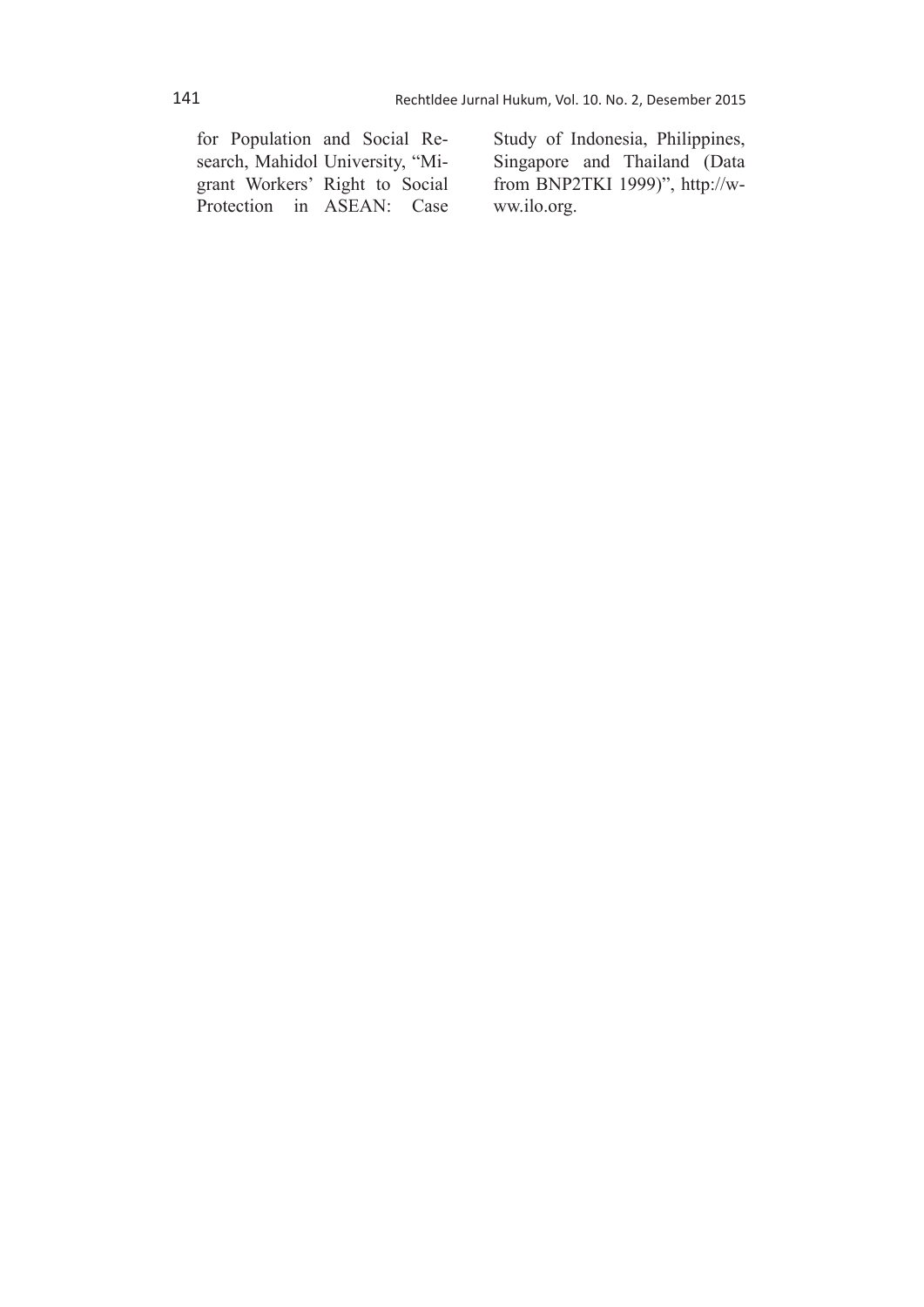for Population and Social Research, Mahidol University, "Migrant Workers' Right to Social Protection in ASEAN: Case Study of Indonesia, Philippines, Singapore and Thailand (Data from BNP2TKI 1999)", http://www.ilo.org.